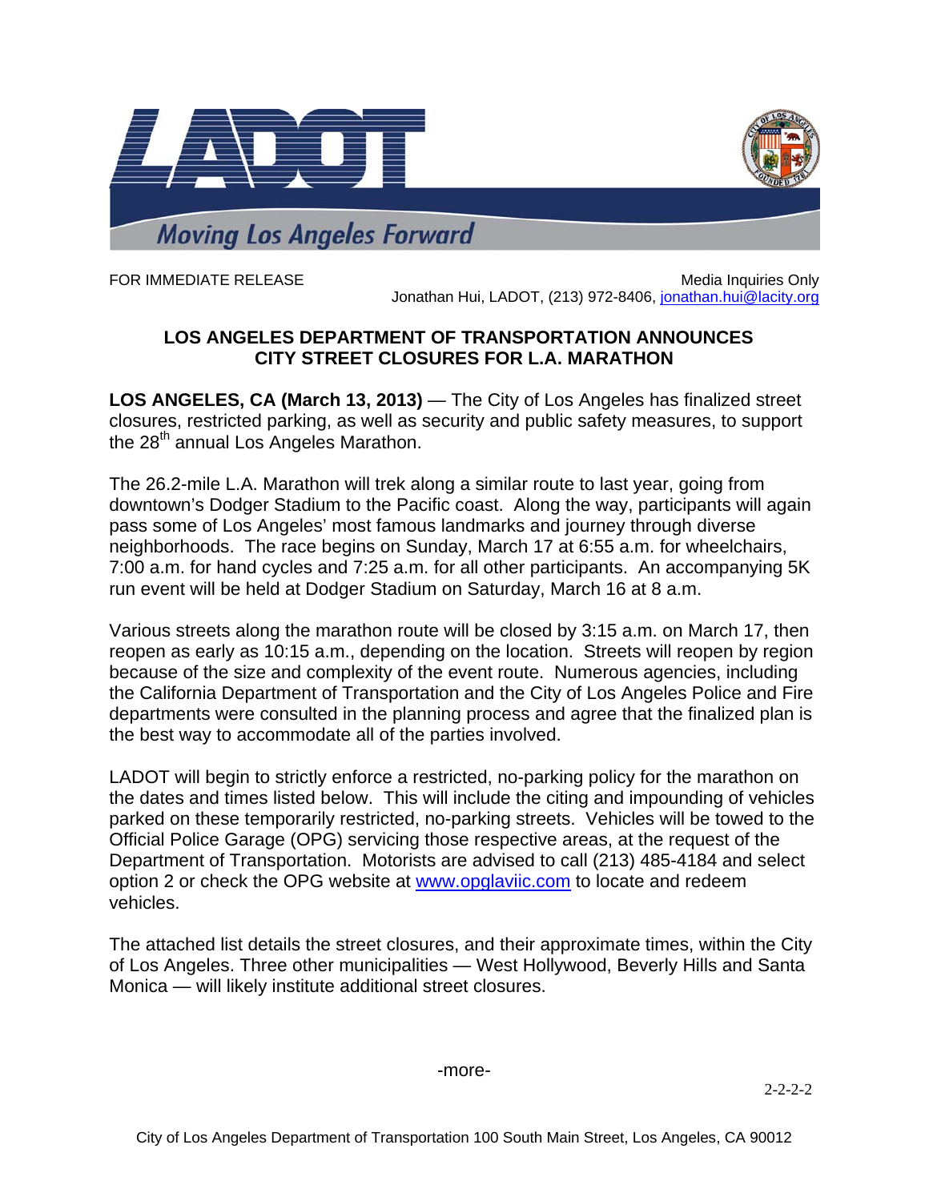LADOT

*Moving Los Angeles Forward*

FOR IMMEDIATE RELEASE

Media Inquiries Only
Jonathan Hui, LADOT, (213) 972-8406, jonathan.hui@lacity.org

## LOS ANGELES DEPARTMENT OF TRANSPORTATION ANNOUNCES CITY STREET CLOSURES FOR L.A. MARATHON

**LOS ANGELES, CA (March 13, 2013)** — The City of Los Angeles has finalized street closures, restricted parking, as well as security and public safety measures, to support the 28th annual Los Angeles Marathon.

The 26.2-mile L.A. Marathon will trek along a similar route to last year, going from downtown's Dodger Stadium to the Pacific coast. Along the way, participants will again pass some of Los Angeles' most famous landmarks and journey through diverse neighborhoods. The race begins on Sunday, March 17 at 6:55 a.m. for wheelchairs, 7:00 a.m. for hand cycles and 7:25 a.m. for all other participants. An accompanying 5K run event will be held at Dodger Stadium on Saturday, March 16 at 8 a.m.

Various streets along the marathon route will be closed by 3:15 a.m. on March 17, then reopen as early as 10:15 a.m., depending on the location. Streets will reopen by region because of the size and complexity of the event route. Numerous agencies, including the California Department of Transportation and the City of Los Angeles Police and Fire departments were consulted in the planning process and agree that the finalized plan is the best way to accommodate all of the parties involved.

LADOT will begin to strictly enforce a restricted, no-parking policy for the marathon on the dates and times listed below. This will include the citing and impounding of vehicles parked on these temporarily restricted, no-parking streets. Vehicles will be towed to the Official Police Garage (OPG) servicing those respective areas, at the request of the Department of Transportation. Motorists are advised to call (213) 485-4184 and select option 2 or check the OPG website at www.opglaviic.com to locate and redeem vehicles.

The attached list details the street closures, and their approximate times, within the City of Los Angeles. Three other municipalities — West Hollywood, Beverly Hills and Santa Monica — will likely institute additional street closures.

-more-

2-2-2-2

City of Los Angeles Department of Transportation 100 South Main Street, Los Angeles, CA 90012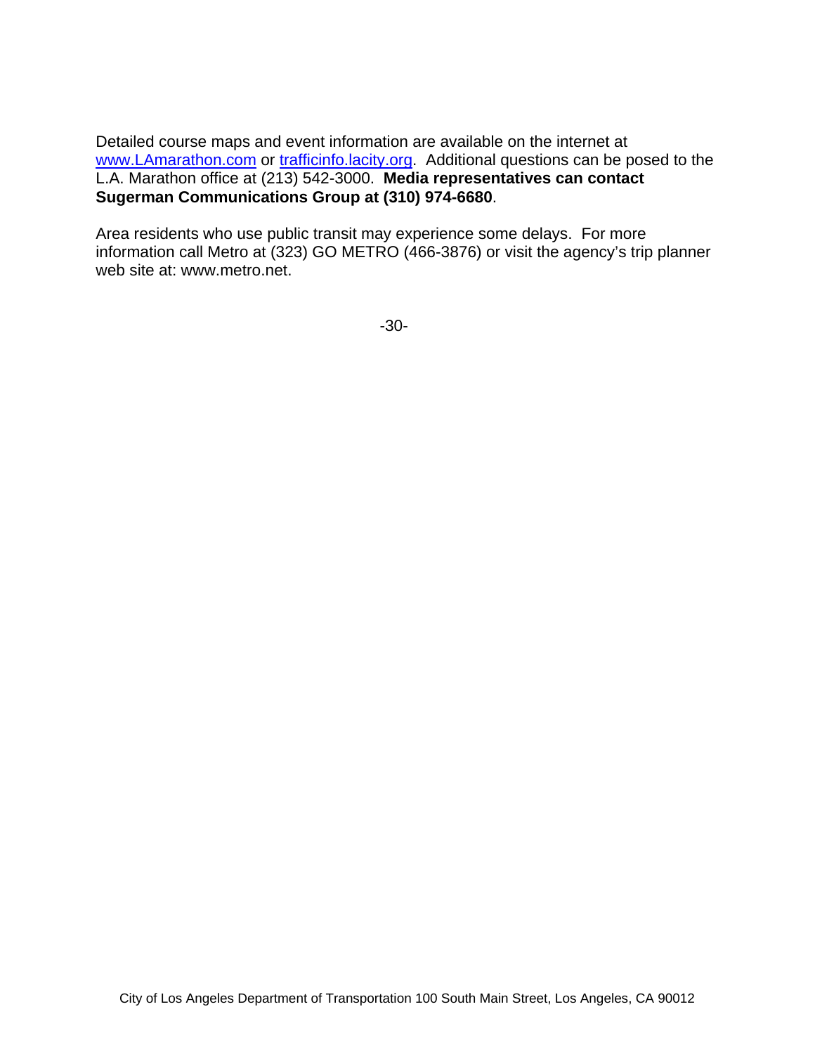Detailed course maps and event information are available on the internet at [www.LAmarathon.com](http://www.LAmarathon.com) or [trafficinfo.lacity.org](http://trafficinfo.lacity.org). Additional questions can be posed to the L.A. Marathon office at (213) 542-3000. **Media representatives can contact Sugerman Communications Group at (310) 974-6680**.

Area residents who use public transit may experience some delays. For more information call Metro at (323) GO METRO (466-3876) or visit the agency's trip planner web site at: www.metro.net.

-30-

City of Los Angeles Department of Transportation 100 South Main Street, Los Angeles, CA 90012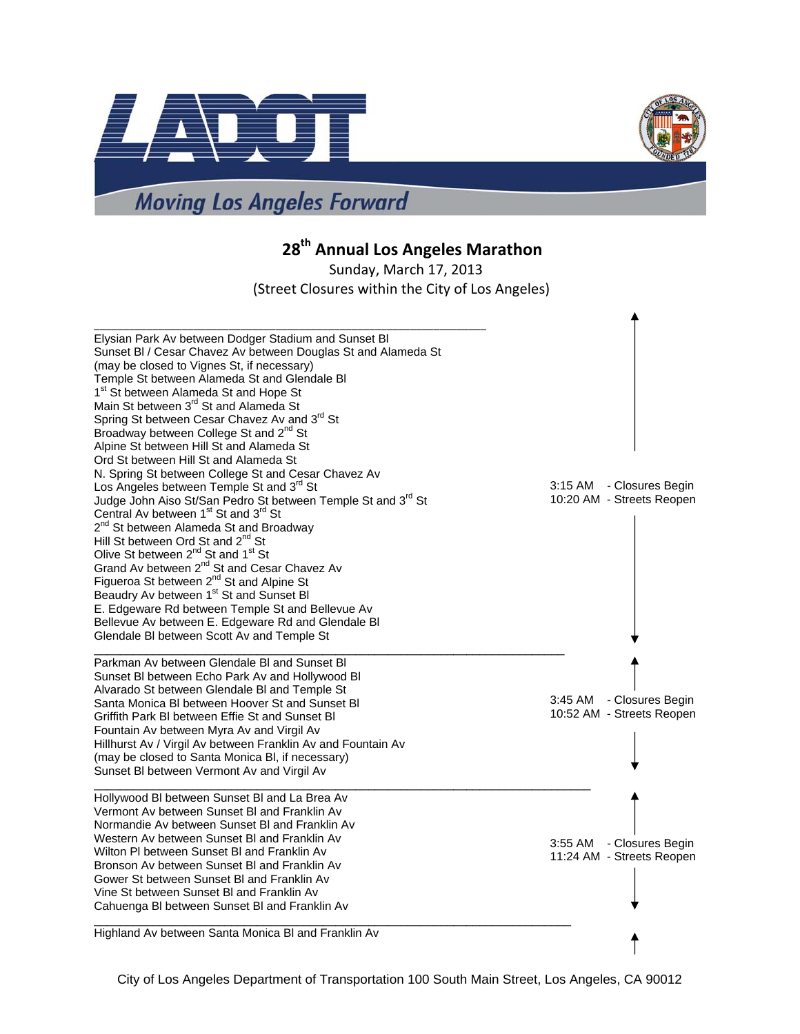# 28th Annual Los Angeles Marathon

Sunday, March 17, 2013

(Street Closures within the City of Los Angeles)

---

Elysian Park Av between Dodger Stadium and Sunset Bl
Sunset Bl / Cesar Chavez Av between Douglas St and Alameda St
(may be closed to Vignes St, if necessary)
Temple St between Alameda St and Glendale Bl
1st St between Alameda St and Hope St
Main St between 3rd St and Alameda St
Spring St between Cesar Chavez Av and 3rd St
Broadway between College St and 2nd St
Alpine St between Hill St and Alameda St
Ord St between Hill St and Alameda St
N. Spring St between College St and Cesar Chavez Av
Los Angeles between Temple St and 3rd St
Judge John Aiso St/San Pedro St between Temple St and 3rd St
Central Av between 1st St and 3rd St
2nd St between Alameda St and Broadway
Hill St between Ord St and 2nd St
Olive St between 2nd St and 1st St
Grand Av between 2nd St and Cesar Chavez Av
Figueroa St between 2nd St and Alpine St
Beaudry Av between 1st St and Sunset Bl
E. Edgeware Rd between Temple St and Bellevue Av
Bellevue Av between E. Edgeware Rd and Glendale Bl
Glendale Bl between Scott Av and Temple St

3:15 AM - Closures Begin
10:20 AM - Streets Reopen

---

Parkman Av between Glendale Bl and Sunset Bl
Sunset Bl between Echo Park Av and Hollywood Bl
Alvarado St between Glendale Bl and Temple St
Santa Monica Bl between Hoover St and Sunset Bl
Griffith Park Bl between Effie St and Sunset Bl
Fountain Av between Myra Av and Virgil Av
Hillhurst Av / Virgil Av between Franklin Av and Fountain Av
(may be closed to Santa Monica Bl, if necessary)
Sunset Bl between Vermont Av and Virgil Av

3:45 AM - Closures Begin
10:52 AM - Streets Reopen

---

Hollywood Bl between Sunset Bl and La Brea Av
Vermont Av between Sunset Bl and Franklin Av
Normandie Av between Sunset Bl and Franklin Av
Western Av between Sunset Bl and Franklin Av
Wilton Pl between Sunset Bl and Franklin Av
Bronson Av between Sunset Bl and Franklin Av
Gower St between Sunset Bl and Franklin Av
Vine St between Sunset Bl and Franklin Av
Cahuenga Bl between Sunset Bl and Franklin Av

3:55 AM - Closures Begin
11:24 AM - Streets Reopen

---

Highland Av between Santa Monica Bl and Franklin Av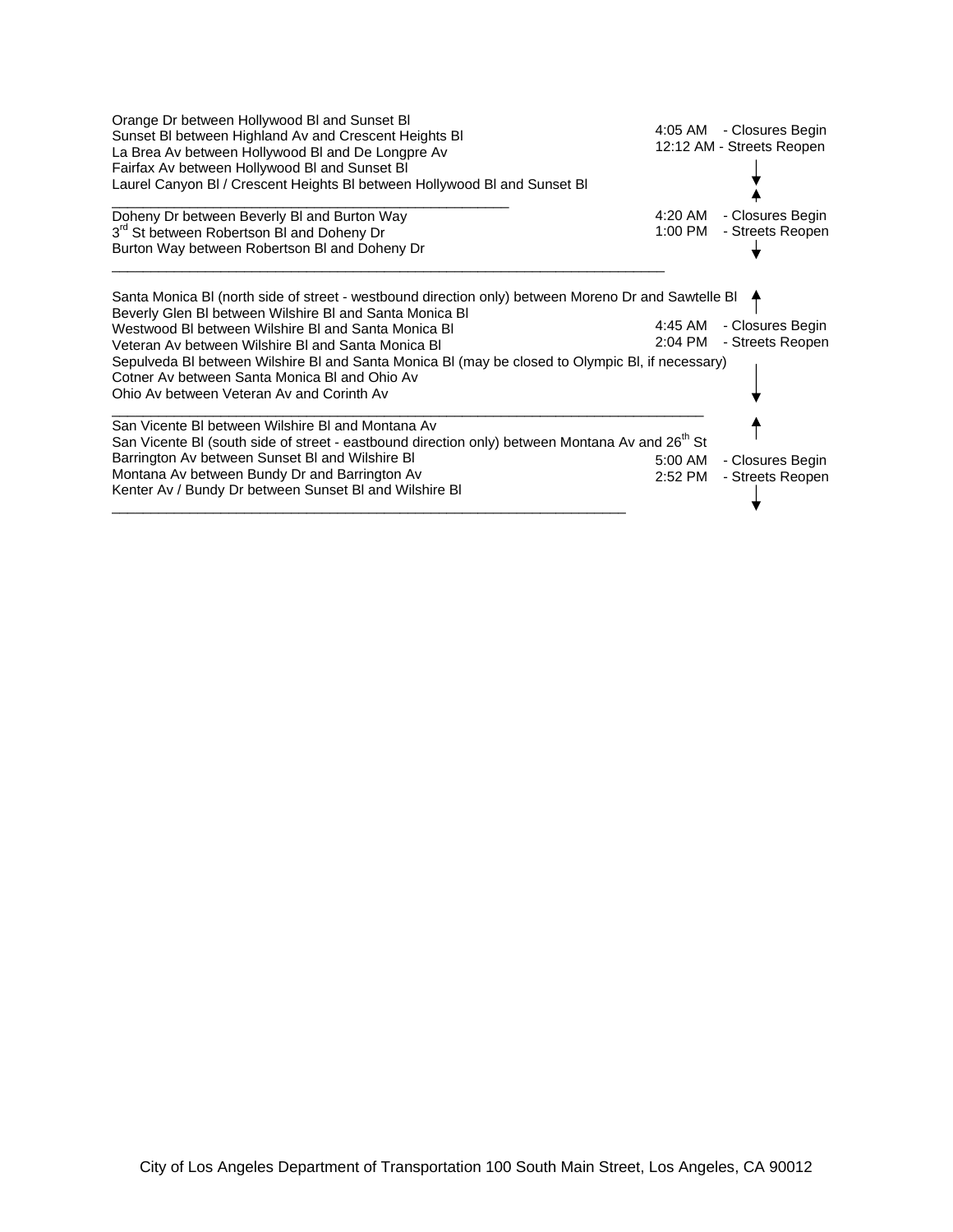Orange Dr between Hollywood Bl and Sunset Bl
Sunset Bl between Highland Av and Crescent Heights Bl
La Brea Av between Hollywood Bl and De Longpre Av
Fairfax Av between Hollywood Bl and Sunset Bl
Laurel Canyon Bl / Crescent Heights Bl between Hollywood Bl and Sunset Bl

4:05 AM - Closures Begin
12:12 AM - Streets Reopen

---

Doheny Dr between Beverly Bl and Burton Way
3rd St between Robertson Bl and Doheny Dr
Burton Way between Robertson Bl and Doheny Dr

4:20 AM - Closures Begin
1:00 PM - Streets Reopen

---

Santa Monica Bl (north side of street - westbound direction only) between Moreno Dr and Sawtelle Bl
Beverly Glen Bl between Wilshire Bl and Santa Monica Bl
Westwood Bl between Wilshire Bl and Santa Monica Bl
Veteran Av between Wilshire Bl and Santa Monica Bl
Sepulveda Bl between Wilshire Bl and Santa Monica Bl (may be closed to Olympic Bl, if necessary)
Cotner Av between Santa Monica Bl and Ohio Av
Ohio Av between Veteran Av and Corinth Av

4:45 AM - Closures Begin
2:04 PM - Streets Reopen

---

San Vicente Bl between Wilshire Bl and Montana Av
San Vicente Bl (south side of street - eastbound direction only) between Montana Av and 26th St
Barrington Av between Sunset Bl and Wilshire Bl
Montana Av between Bundy Dr and Barrington Av
Kenter Av / Bundy Dr between Sunset Bl and Wilshire Bl

5:00 AM - Closures Begin
2:52 PM - Streets Reopen

---

City of Los Angeles Department of Transportation 100 South Main Street, Los Angeles, CA 90012